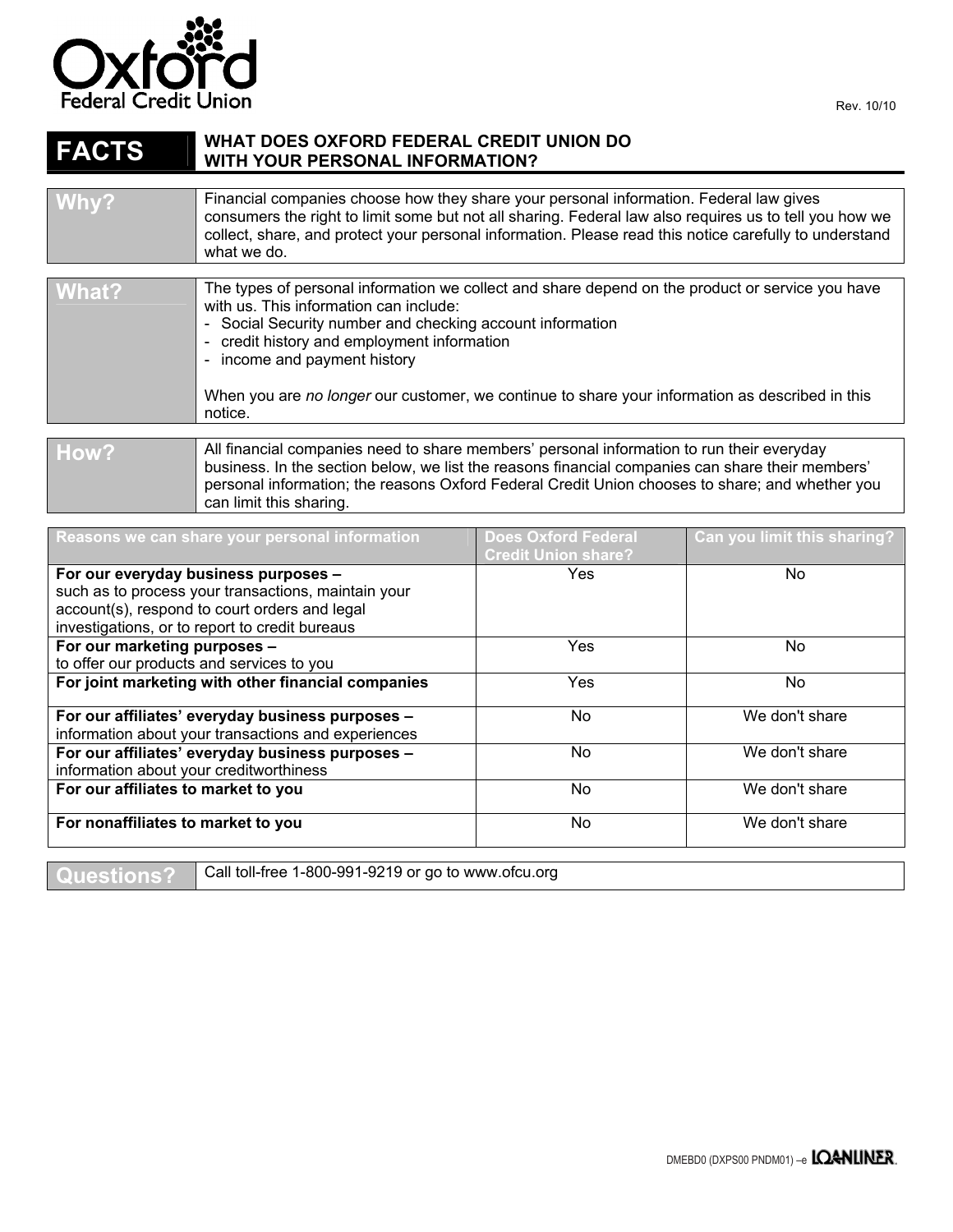Oxford Federal Credit Union

Rev. 10/10

# FACTS — WHAT DOES OXFORD FEDERAL CREDIT UNION DO WITH YOUR PERSONAL INFORMATION?

| | |
|---|---|
| **Why?** | Financial companies choose how they share your personal information. Federal law gives consumers the right to limit some but not all sharing. Federal law also requires us to tell you how we collect, share, and protect your personal information. Please read this notice carefully to understand what we do. |

| | |
|---|---|
| **What?** | The types of personal information we collect and share depend on the product or service you have with us. This information can include:<br>- Social Security number and checking account information<br>- credit history and employment information<br>- income and payment history<br><br>When you are *no longer* our customer, we continue to share your information as described in this notice. |

| | |
|---|---|
| **How?** | All financial companies need to share members' personal information to run their everyday business. In the section below, we list the reasons financial companies can share their members' personal information; the reasons Oxford Federal Credit Union chooses to share; and whether you can limit this sharing. |

| Reasons we can share your personal information | Does Oxford Federal Credit Union share? | Can you limit this sharing? |
|---|---|---|
| **For our everyday business purposes –** such as to process your transactions, maintain your account(s), respond to court orders and legal investigations, or to report to credit bureaus | Yes | No |
| **For our marketing purposes –** to offer our products and services to you | Yes | No |
| **For joint marketing with other financial companies** | Yes | No |
| **For our affiliates' everyday business purposes –** information about your transactions and experiences | No | We don't share |
| **For our affiliates' everyday business purposes –** information about your creditworthiness | No | We don't share |
| **For our affiliates to market to you** | No | We don't share |
| **For nonaffiliates to market to you** | No | We don't share |

| | |
|---|---|
| **Questions?** | Call toll-free 1-800-991-9219 or go to www.ofcu.org |

DMEBD0 (DXPS00 PNDM01) –e LOANLINER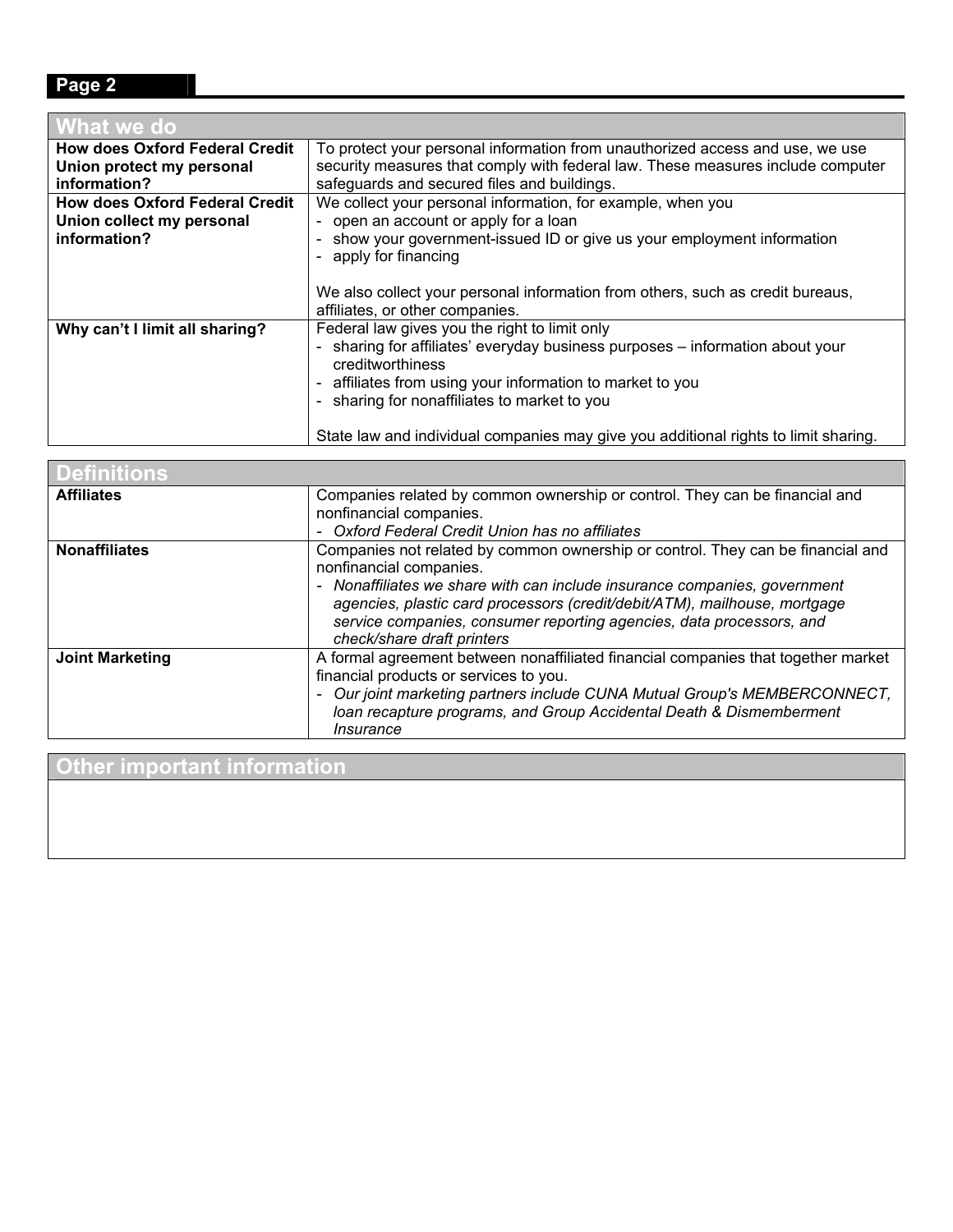| What we do | |
|---|---|
| **How does Oxford Federal Credit Union protect my personal information?** | To protect your personal information from unauthorized access and use, we use security measures that comply with federal law. These measures include computer safeguards and secured files and buildings. |
| **How does Oxford Federal Credit Union collect my personal information?** | We collect your personal information, for example, when you<br>- open an account or apply for a loan<br>- show your government-issued ID or give us your employment information<br>- apply for financing<br><br>We also collect your personal information from others, such as credit bureaus, affiliates, or other companies. |
| **Why can't I limit all sharing?** | Federal law gives you the right to limit only<br>- sharing for affiliates' everyday business purposes – information about your creditworthiness<br>- affiliates from using your information to market to you<br>- sharing for nonaffiliates to market to you<br><br>State law and individual companies may give you additional rights to limit sharing. |

| Definitions | |
|---|---|
| **Affiliates** | Companies related by common ownership or control. They can be financial and nonfinancial companies.<br>- *Oxford Federal Credit Union has no affiliates* |
| **Nonaffiliates** | Companies not related by common ownership or control. They can be financial and nonfinancial companies.<br>- *Nonaffiliates we share with can include insurance companies, government agencies, plastic card processors (credit/debit/ATM), mailhouse, mortgage service companies, consumer reporting agencies, data processors, and check/share draft printers* |
| **Joint Marketing** | A formal agreement between nonaffiliated financial companies that together market financial products or services to you.<br>- *Our joint marketing partners include CUNA Mutual Group's MEMBERCONNECT, loan recapture programs, and Group Accidental Death & Dismemberment Insurance* |

## Other important information